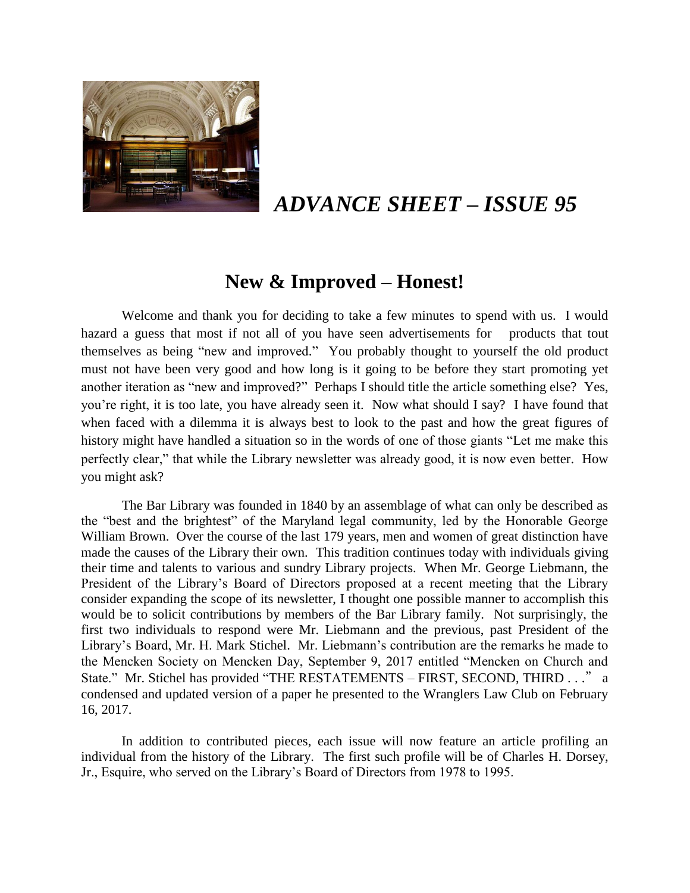# *ADVANCE SHEET – ISSUE 95*

## New & Improved – Honest!

Welcome and thank you for deciding to take a few minutes to spend with us. I would hazard a guess that most if not all of you have seen advertisements for products that tout themselves as being "new and improved." You probably thought to yourself the old product must not have been very good and how long is it going to be before they start promoting yet another iteration as "new and improved?" Perhaps I should title the article something else? Yes, you're right, it is too late, you have already seen it. Now what should I say? I have found that when faced with a dilemma it is always best to look to the past and how the great figures of history might have handled a situation so in the words of one of those giants "Let me make this perfectly clear," that while the Library newsletter was already good, it is now even better. How you might ask?

The Bar Library was founded in 1840 by an assemblage of what can only be described as the "best and the brightest" of the Maryland legal community, led by the Honorable George William Brown. Over the course of the last 179 years, men and women of great distinction have made the causes of the Library their own. This tradition continues today with individuals giving their time and talents to various and sundry Library projects. When Mr. George Liebmann, the President of the Library's Board of Directors proposed at a recent meeting that the Library consider expanding the scope of its newsletter, I thought one possible manner to accomplish this would be to solicit contributions by members of the Bar Library family. Not surprisingly, the first two individuals to respond were Mr. Liebmann and the previous, past President of the Library's Board, Mr. H. Mark Stichel. Mr. Liebmann's contribution are the remarks he made to the Mencken Society on Mencken Day, September 9, 2017 entitled "Mencken on Church and State." Mr. Stichel has provided "THE RESTATEMENTS – FIRST, SECOND, THIRD . . ." a condensed and updated version of a paper he presented to the Wranglers Law Club on February 16, 2017.

In addition to contributed pieces, each issue will now feature an article profiling an individual from the history of the Library. The first such profile will be of Charles H. Dorsey, Jr., Esquire, who served on the Library's Board of Directors from 1978 to 1995.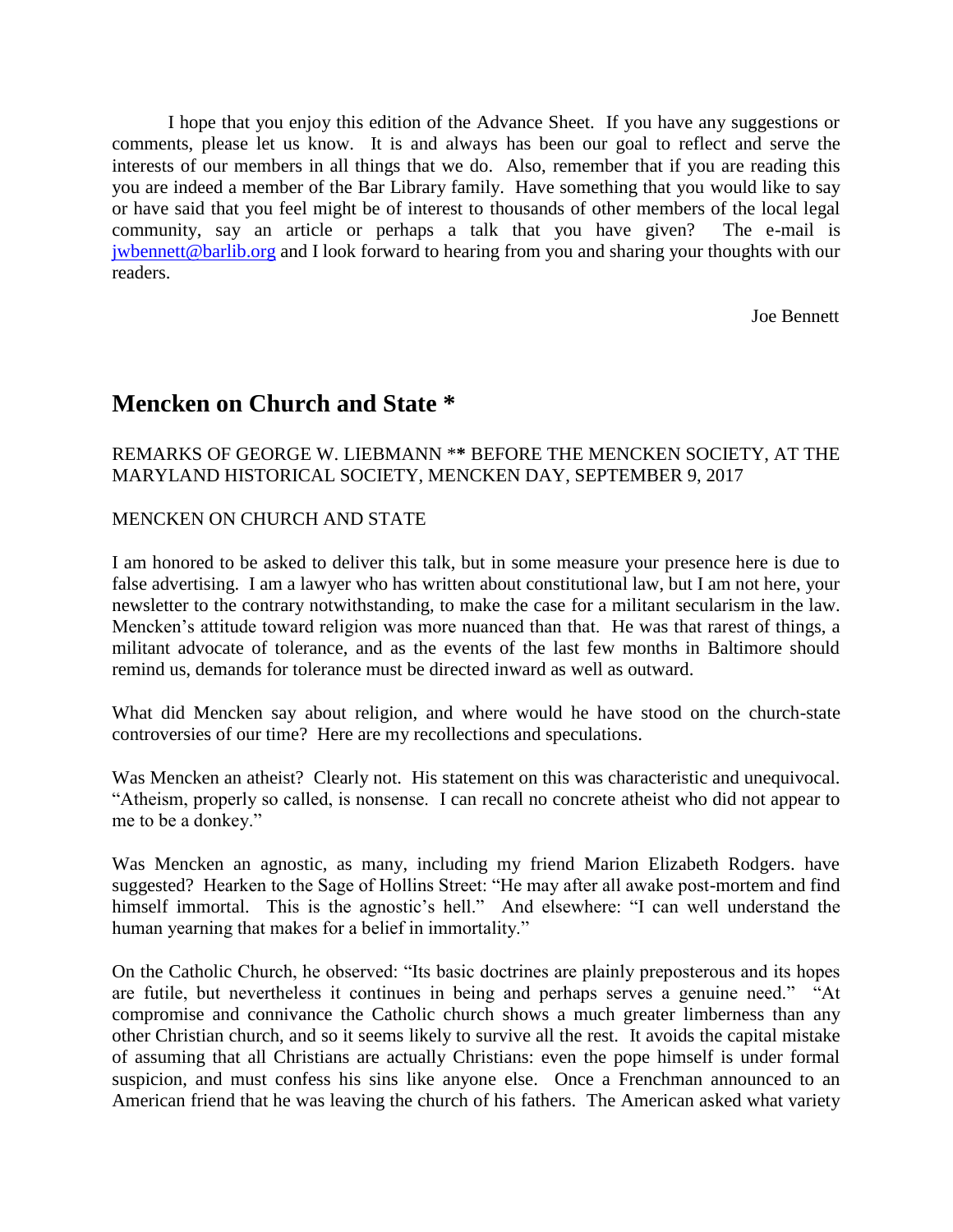I hope that you enjoy this edition of the Advance Sheet. If you have any suggestions or comments, please let us know. It is and always has been our goal to reflect and serve the interests of our members in all things that we do. Also, remember that if you are reading this you are indeed a member of the Bar Library family. Have something that you would like to say or have said that you feel might be of interest to thousands of other members of the local legal community, say an article or perhaps a talk that you have given? The e-mail is jwbennett@barlib.org and I look forward to hearing from you and sharing your thoughts with our readers.

Joe Bennett

## Mencken on Church and State *

REMARKS OF GEORGE W. LIEBMANN ** BEFORE THE MENCKEN SOCIETY, AT THE MARYLAND HISTORICAL SOCIETY, MENCKEN DAY, SEPTEMBER 9, 2017

MENCKEN ON CHURCH AND STATE

I am honored to be asked to deliver this talk, but in some measure your presence here is due to false advertising. I am a lawyer who has written about constitutional law, but I am not here, your newsletter to the contrary notwithstanding, to make the case for a militant secularism in the law. Mencken's attitude toward religion was more nuanced than that. He was that rarest of things, a militant advocate of tolerance, and as the events of the last few months in Baltimore should remind us, demands for tolerance must be directed inward as well as outward.

What did Mencken say about religion, and where would he have stood on the church-state controversies of our time? Here are my recollections and speculations.

Was Mencken an atheist? Clearly not. His statement on this was characteristic and unequivocal. "Atheism, properly so called, is nonsense. I can recall no concrete atheist who did not appear to me to be a donkey."

Was Mencken an agnostic, as many, including my friend Marion Elizabeth Rodgers. have suggested? Hearken to the Sage of Hollins Street: "He may after all awake post-mortem and find himself immortal. This is the agnostic's hell." And elsewhere: "I can well understand the human yearning that makes for a belief in immortality."

On the Catholic Church, he observed: "Its basic doctrines are plainly preposterous and its hopes are futile, but nevertheless it continues in being and perhaps serves a genuine need." "At compromise and connivance the Catholic church shows a much greater limberness than any other Christian church, and so it seems likely to survive all the rest. It avoids the capital mistake of assuming that all Christians are actually Christians: even the pope himself is under formal suspicion, and must confess his sins like anyone else. Once a Frenchman announced to an American friend that he was leaving the church of his fathers. The American asked what variety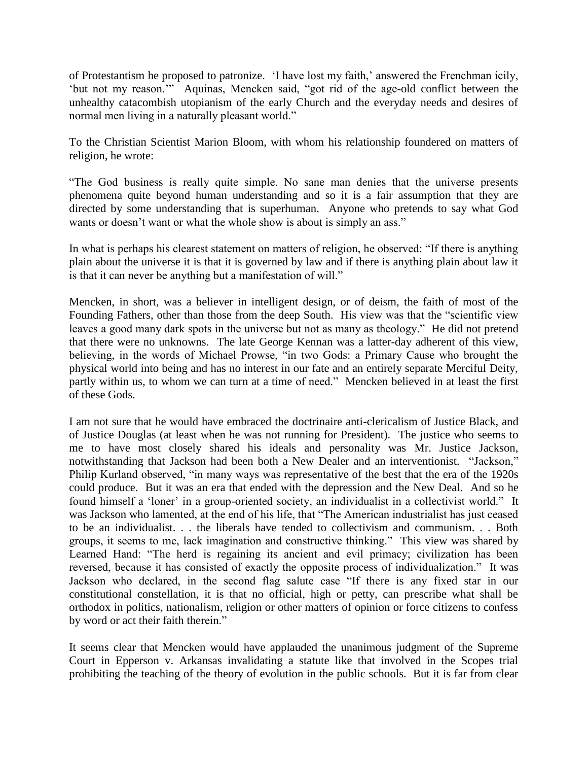of Protestantism he proposed to patronize. 'I have lost my faith,' answered the Frenchman icily, 'but not my reason.'" Aquinas, Mencken said, "got rid of the age-old conflict between the unhealthy catacombish utopianism of the early Church and the everyday needs and desires of normal men living in a naturally pleasant world."

To the Christian Scientist Marion Bloom, with whom his relationship foundered on matters of religion, he wrote:

"The God business is really quite simple. No sane man denies that the universe presents phenomena quite beyond human understanding and so it is a fair assumption that they are directed by some understanding that is superhuman. Anyone who pretends to say what God wants or doesn't want or what the whole show is about is simply an ass."

In what is perhaps his clearest statement on matters of religion, he observed: "If there is anything plain about the universe it is that it is governed by law and if there is anything plain about law it is that it can never be anything but a manifestation of will."

Mencken, in short, was a believer in intelligent design, or of deism, the faith of most of the Founding Fathers, other than those from the deep South. His view was that the "scientific view leaves a good many dark spots in the universe but not as many as theology." He did not pretend that there were no unknowns. The late George Kennan was a latter-day adherent of this view, believing, in the words of Michael Prowse, "in two Gods: a Primary Cause who brought the physical world into being and has no interest in our fate and an entirely separate Merciful Deity, partly within us, to whom we can turn at a time of need." Mencken believed in at least the first of these Gods.

I am not sure that he would have embraced the doctrinaire anti-clericalism of Justice Black, and of Justice Douglas (at least when he was not running for President). The justice who seems to me to have most closely shared his ideals and personality was Mr. Justice Jackson, notwithstanding that Jackson had been both a New Dealer and an interventionist. "Jackson," Philip Kurland observed, "in many ways was representative of the best that the era of the 1920s could produce. But it was an era that ended with the depression and the New Deal. And so he found himself a 'loner' in a group-oriented society, an individualist in a collectivist world." It was Jackson who lamented, at the end of his life, that "The American industrialist has just ceased to be an individualist. . . the liberals have tended to collectivism and communism. . . Both groups, it seems to me, lack imagination and constructive thinking." This view was shared by Learned Hand: "The herd is regaining its ancient and evil primacy; civilization has been reversed, because it has consisted of exactly the opposite process of individualization." It was Jackson who declared, in the second flag salute case "If there is any fixed star in our constitutional constellation, it is that no official, high or petty, can prescribe what shall be orthodox in politics, nationalism, religion or other matters of opinion or force citizens to confess by word or act their faith therein."

It seems clear that Mencken would have applauded the unanimous judgment of the Supreme Court in Epperson v. Arkansas invalidating a statute like that involved in the Scopes trial prohibiting the teaching of the theory of evolution in the public schools. But it is far from clear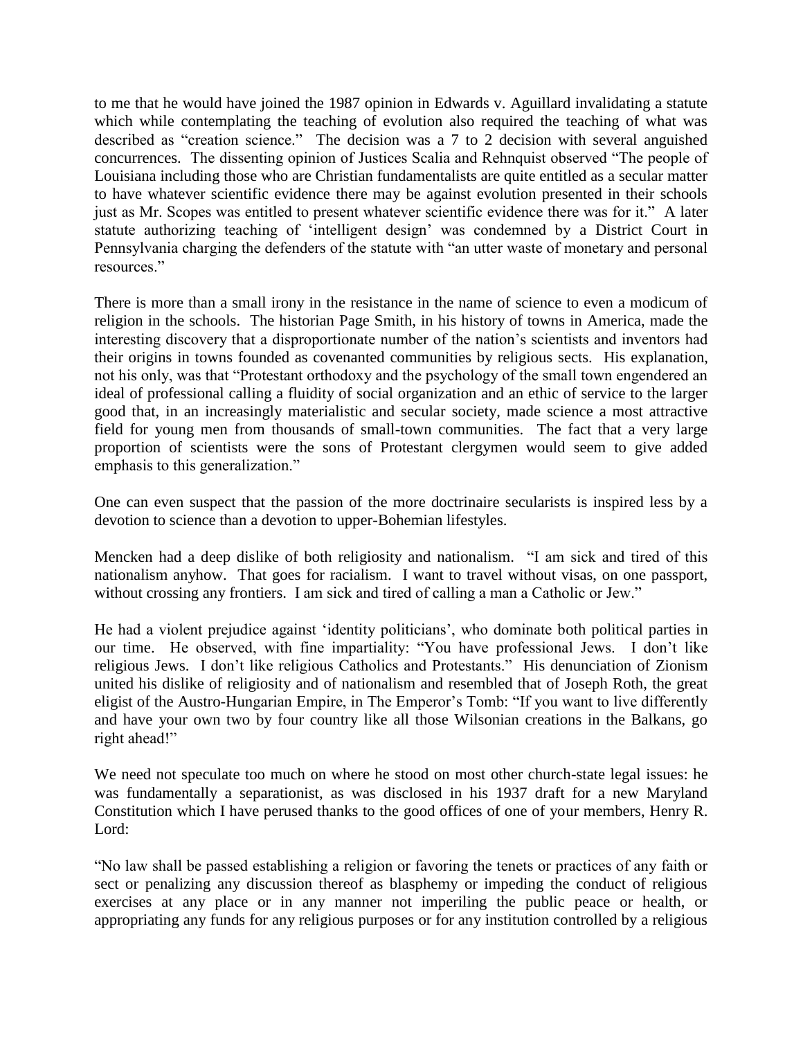to me that he would have joined the 1987 opinion in Edwards v. Aguillard invalidating a statute which while contemplating the teaching of evolution also required the teaching of what was described as "creation science." The decision was a 7 to 2 decision with several anguished concurrences. The dissenting opinion of Justices Scalia and Rehnquist observed "The people of Louisiana including those who are Christian fundamentalists are quite entitled as a secular matter to have whatever scientific evidence there may be against evolution presented in their schools just as Mr. Scopes was entitled to present whatever scientific evidence there was for it." A later statute authorizing teaching of 'intelligent design' was condemned by a District Court in Pennsylvania charging the defenders of the statute with "an utter waste of monetary and personal resources."

There is more than a small irony in the resistance in the name of science to even a modicum of religion in the schools. The historian Page Smith, in his history of towns in America, made the interesting discovery that a disproportionate number of the nation's scientists and inventors had their origins in towns founded as covenanted communities by religious sects. His explanation, not his only, was that "Protestant orthodoxy and the psychology of the small town engendered an ideal of professional calling a fluidity of social organization and an ethic of service to the larger good that, in an increasingly materialistic and secular society, made science a most attractive field for young men from thousands of small-town communities. The fact that a very large proportion of scientists were the sons of Protestant clergymen would seem to give added emphasis to this generalization."

One can even suspect that the passion of the more doctrinaire secularists is inspired less by a devotion to science than a devotion to upper-Bohemian lifestyles.

Mencken had a deep dislike of both religiosity and nationalism. "I am sick and tired of this nationalism anyhow. That goes for racialism. I want to travel without visas, on one passport, without crossing any frontiers. I am sick and tired of calling a man a Catholic or Jew."

He had a violent prejudice against 'identity politicians', who dominate both political parties in our time. He observed, with fine impartiality: "You have professional Jews. I don't like religious Jews. I don't like religious Catholics and Protestants." His denunciation of Zionism united his dislike of religiosity and of nationalism and resembled that of Joseph Roth, the great eligist of the Austro-Hungarian Empire, in The Emperor's Tomb: "If you want to live differently and have your own two by four country like all those Wilsonian creations in the Balkans, go right ahead!"

We need not speculate too much on where he stood on most other church-state legal issues: he was fundamentally a separationist, as was disclosed in his 1937 draft for a new Maryland Constitution which I have perused thanks to the good offices of one of your members, Henry R. Lord:

"No law shall be passed establishing a religion or favoring the tenets or practices of any faith or sect or penalizing any discussion thereof as blasphemy or impeding the conduct of religious exercises at any place or in any manner not imperiling the public peace or health, or appropriating any funds for any religious purposes or for any institution controlled by a religious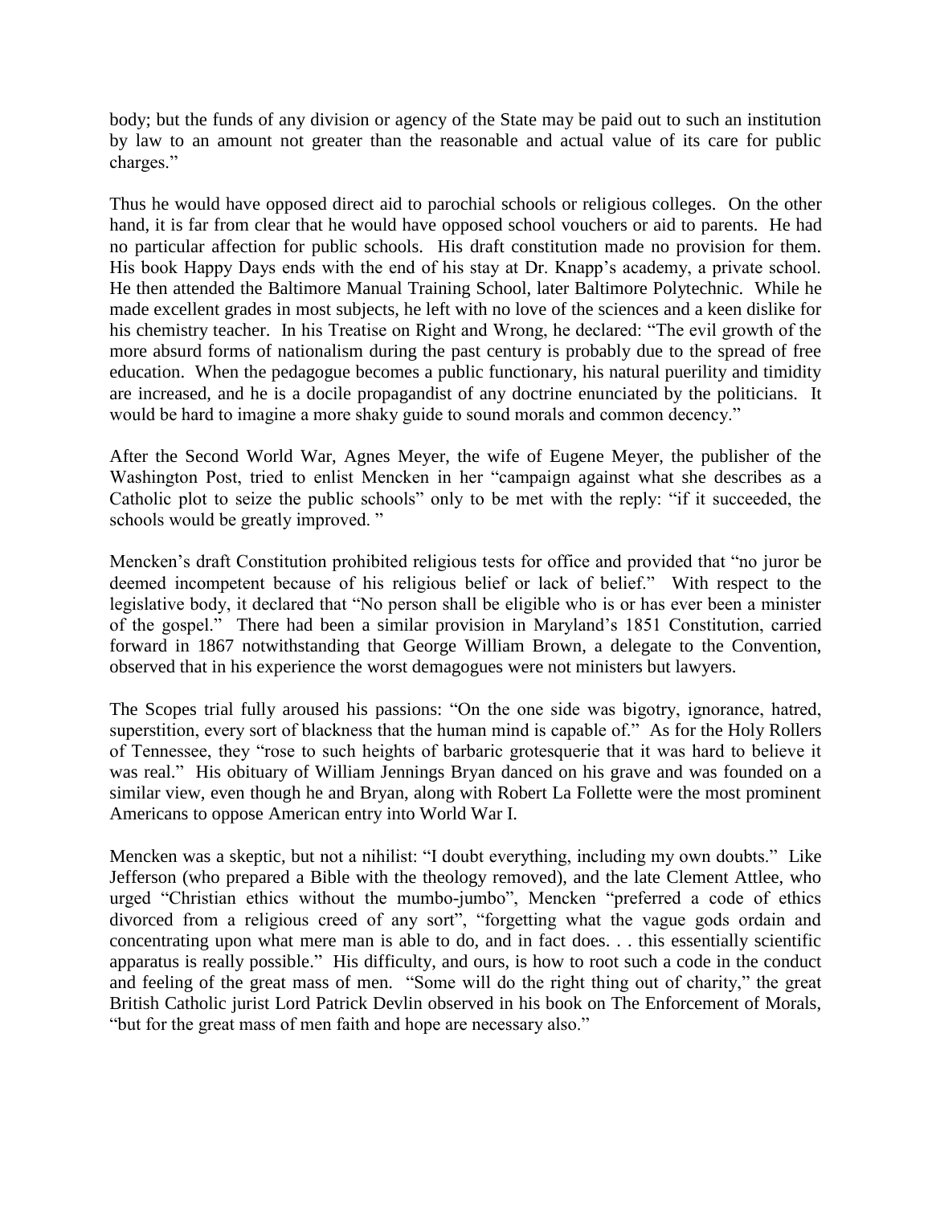body; but the funds of any division or agency of the State may be paid out to such an institution by law to an amount not greater than the reasonable and actual value of its care for public charges."

Thus he would have opposed direct aid to parochial schools or religious colleges. On the other hand, it is far from clear that he would have opposed school vouchers or aid to parents. He had no particular affection for public schools. His draft constitution made no provision for them. His book Happy Days ends with the end of his stay at Dr. Knapp's academy, a private school. He then attended the Baltimore Manual Training School, later Baltimore Polytechnic. While he made excellent grades in most subjects, he left with no love of the sciences and a keen dislike for his chemistry teacher. In his Treatise on Right and Wrong, he declared: "The evil growth of the more absurd forms of nationalism during the past century is probably due to the spread of free education. When the pedagogue becomes a public functionary, his natural puerility and timidity are increased, and he is a docile propagandist of any doctrine enunciated by the politicians. It would be hard to imagine a more shaky guide to sound morals and common decency."

After the Second World War, Agnes Meyer, the wife of Eugene Meyer, the publisher of the Washington Post, tried to enlist Mencken in her "campaign against what she describes as a Catholic plot to seize the public schools" only to be met with the reply: "if it succeeded, the schools would be greatly improved. "

Mencken's draft Constitution prohibited religious tests for office and provided that "no juror be deemed incompetent because of his religious belief or lack of belief." With respect to the legislative body, it declared that "No person shall be eligible who is or has ever been a minister of the gospel." There had been a similar provision in Maryland's 1851 Constitution, carried forward in 1867 notwithstanding that George William Brown, a delegate to the Convention, observed that in his experience the worst demagogues were not ministers but lawyers.

The Scopes trial fully aroused his passions: "On the one side was bigotry, ignorance, hatred, superstition, every sort of blackness that the human mind is capable of." As for the Holy Rollers of Tennessee, they "rose to such heights of barbaric grotesquerie that it was hard to believe it was real." His obituary of William Jennings Bryan danced on his grave and was founded on a similar view, even though he and Bryan, along with Robert La Follette were the most prominent Americans to oppose American entry into World War I.

Mencken was a skeptic, but not a nihilist: "I doubt everything, including my own doubts." Like Jefferson (who prepared a Bible with the theology removed), and the late Clement Attlee, who urged "Christian ethics without the mumbo-jumbo", Mencken "preferred a code of ethics divorced from a religious creed of any sort", "forgetting what the vague gods ordain and concentrating upon what mere man is able to do, and in fact does. . . this essentially scientific apparatus is really possible." His difficulty, and ours, is how to root such a code in the conduct and feeling of the great mass of men. "Some will do the right thing out of charity," the great British Catholic jurist Lord Patrick Devlin observed in his book on The Enforcement of Morals, "but for the great mass of men faith and hope are necessary also."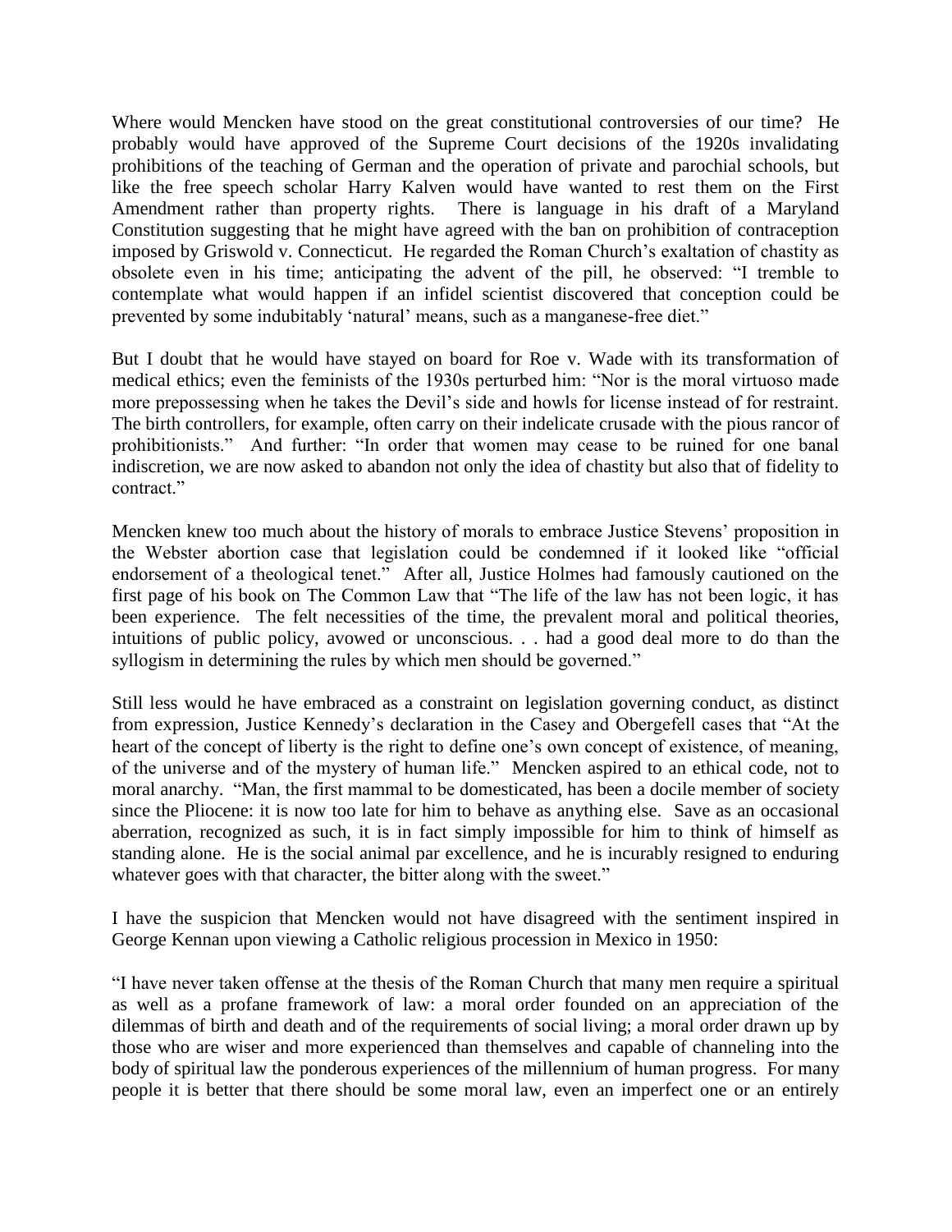Where would Mencken have stood on the great constitutional controversies of our time? He probably would have approved of the Supreme Court decisions of the 1920s invalidating prohibitions of the teaching of German and the operation of private and parochial schools, but like the free speech scholar Harry Kalven would have wanted to rest them on the First Amendment rather than property rights. There is language in his draft of a Maryland Constitution suggesting that he might have agreed with the ban on prohibition of contraception imposed by Griswold v. Connecticut. He regarded the Roman Church's exaltation of chastity as obsolete even in his time; anticipating the advent of the pill, he observed: "I tremble to contemplate what would happen if an infidel scientist discovered that conception could be prevented by some indubitably 'natural' means, such as a manganese-free diet."

But I doubt that he would have stayed on board for Roe v. Wade with its transformation of medical ethics; even the feminists of the 1930s perturbed him: "Nor is the moral virtuoso made more prepossessing when he takes the Devil's side and howls for license instead of for restraint. The birth controllers, for example, often carry on their indelicate crusade with the pious rancor of prohibitionists." And further: "In order that women may cease to be ruined for one banal indiscretion, we are now asked to abandon not only the idea of chastity but also that of fidelity to contract."

Mencken knew too much about the history of morals to embrace Justice Stevens' proposition in the Webster abortion case that legislation could be condemned if it looked like "official endorsement of a theological tenet." After all, Justice Holmes had famously cautioned on the first page of his book on The Common Law that "The life of the law has not been logic, it has been experience. The felt necessities of the time, the prevalent moral and political theories, intuitions of public policy, avowed or unconscious. . . had a good deal more to do than the syllogism in determining the rules by which men should be governed."

Still less would he have embraced as a constraint on legislation governing conduct, as distinct from expression, Justice Kennedy's declaration in the Casey and Obergefell cases that "At the heart of the concept of liberty is the right to define one's own concept of existence, of meaning, of the universe and of the mystery of human life." Mencken aspired to an ethical code, not to moral anarchy. "Man, the first mammal to be domesticated, has been a docile member of society since the Pliocene: it is now too late for him to behave as anything else. Save as an occasional aberration, recognized as such, it is in fact simply impossible for him to think of himself as standing alone. He is the social animal par excellence, and he is incurably resigned to enduring whatever goes with that character, the bitter along with the sweet."

I have the suspicion that Mencken would not have disagreed with the sentiment inspired in George Kennan upon viewing a Catholic religious procession in Mexico in 1950:

"I have never taken offense at the thesis of the Roman Church that many men require a spiritual as well as a profane framework of law: a moral order founded on an appreciation of the dilemmas of birth and death and of the requirements of social living; a moral order drawn up by those who are wiser and more experienced than themselves and capable of channeling into the body of spiritual law the ponderous experiences of the millennium of human progress. For many people it is better that there should be some moral law, even an imperfect one or an entirely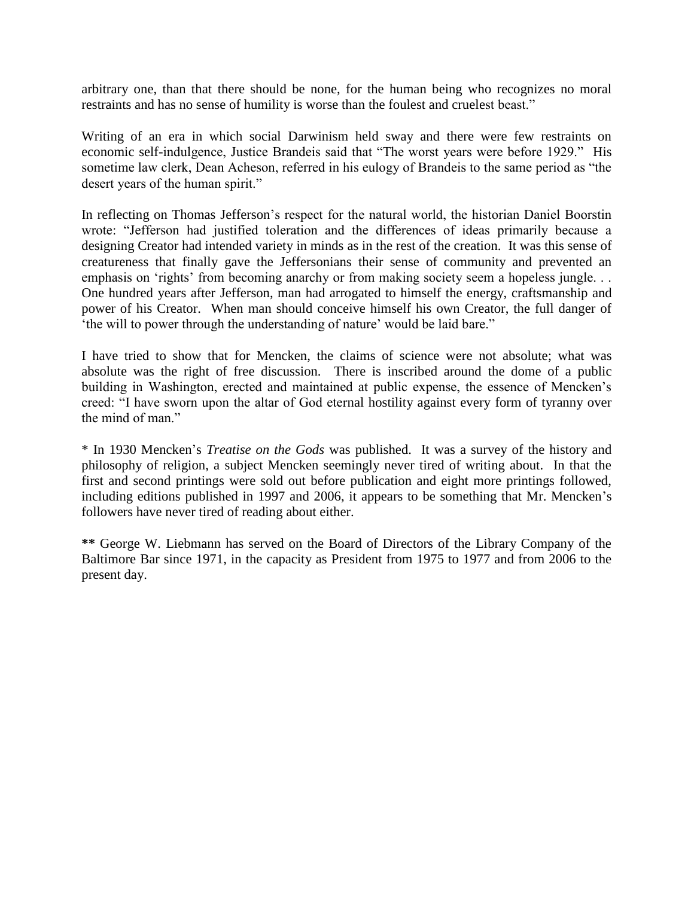arbitrary one, than that there should be none, for the human being who recognizes no moral restraints and has no sense of humility is worse than the foulest and cruelest beast."

Writing of an era in which social Darwinism held sway and there were few restraints on economic self-indulgence, Justice Brandeis said that "The worst years were before 1929." His sometime law clerk, Dean Acheson, referred in his eulogy of Brandeis to the same period as "the desert years of the human spirit."

In reflecting on Thomas Jefferson's respect for the natural world, the historian Daniel Boorstin wrote: "Jefferson had justified toleration and the differences of ideas primarily because a designing Creator had intended variety in minds as in the rest of the creation. It was this sense of creatureness that finally gave the Jeffersonians their sense of community and prevented an emphasis on 'rights' from becoming anarchy or from making society seem a hopeless jungle. . . One hundred years after Jefferson, man had arrogated to himself the energy, craftsmanship and power of his Creator. When man should conceive himself his own Creator, the full danger of 'the will to power through the understanding of nature' would be laid bare."

I have tried to show that for Mencken, the claims of science were not absolute; what was absolute was the right of free discussion. There is inscribed around the dome of a public building in Washington, erected and maintained at public expense, the essence of Mencken's creed: "I have sworn upon the altar of God eternal hostility against every form of tyranny over the mind of man."

\* In 1930 Mencken's *Treatise on the Gods* was published. It was a survey of the history and philosophy of religion, a subject Mencken seemingly never tired of writing about. In that the first and second printings were sold out before publication and eight more printings followed, including editions published in 1997 and 2006, it appears to be something that Mr. Mencken's followers have never tired of reading about either.

**\*\*** George W. Liebmann has served on the Board of Directors of the Library Company of the Baltimore Bar since 1971, in the capacity as President from 1975 to 1977 and from 2006 to the present day.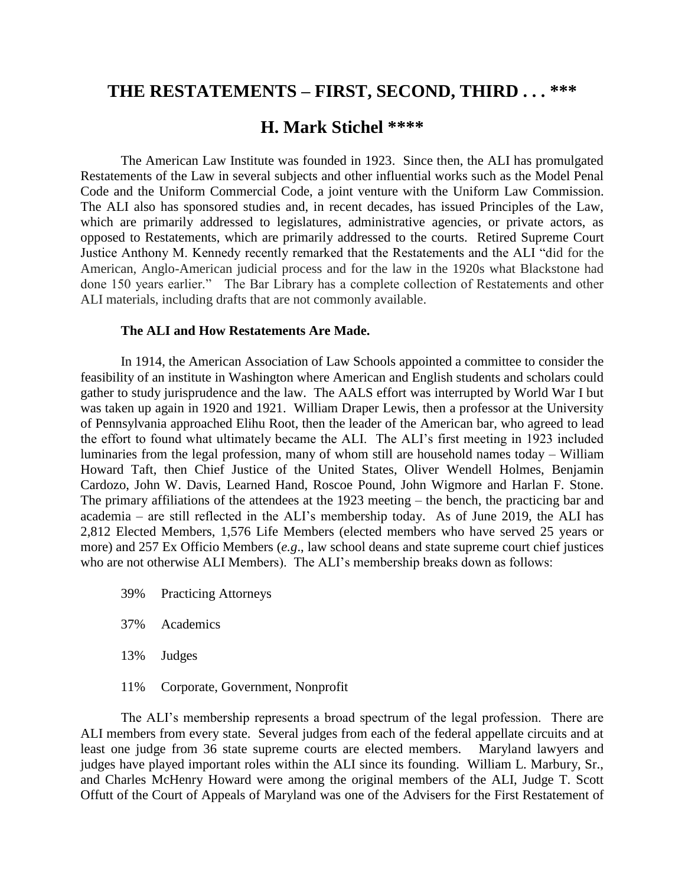# THE RESTATEMENTS – FIRST, SECOND, THIRD . . . ***

## H. Mark Stichel ****

The American Law Institute was founded in 1923. Since then, the ALI has promulgated Restatements of the Law in several subjects and other influential works such as the Model Penal Code and the Uniform Commercial Code, a joint venture with the Uniform Law Commission. The ALI also has sponsored studies and, in recent decades, has issued Principles of the Law, which are primarily addressed to legislatures, administrative agencies, or private actors, as opposed to Restatements, which are primarily addressed to the courts. Retired Supreme Court Justice Anthony M. Kennedy recently remarked that the Restatements and the ALI "did for the American, Anglo-American judicial process and for the law in the 1920s what Blackstone had done 150 years earlier." The Bar Library has a complete collection of Restatements and other ALI materials, including drafts that are not commonly available.

**The ALI and How Restatements Are Made.**

In 1914, the American Association of Law Schools appointed a committee to consider the feasibility of an institute in Washington where American and English students and scholars could gather to study jurisprudence and the law. The AALS effort was interrupted by World War I but was taken up again in 1920 and 1921. William Draper Lewis, then a professor at the University of Pennsylvania approached Elihu Root, then the leader of the American bar, who agreed to lead the effort to found what ultimately became the ALI. The ALI's first meeting in 1923 included luminaries from the legal profession, many of whom still are household names today – William Howard Taft, then Chief Justice of the United States, Oliver Wendell Holmes, Benjamin Cardozo, John W. Davis, Learned Hand, Roscoe Pound, John Wigmore and Harlan F. Stone. The primary affiliations of the attendees at the 1923 meeting – the bench, the practicing bar and academia – are still reflected in the ALI's membership today. As of June 2019, the ALI has 2,812 Elected Members, 1,576 Life Members (elected members who have served 25 years or more) and 257 Ex Officio Members (*e.g*., law school deans and state supreme court chief justices who are not otherwise ALI Members). The ALI's membership breaks down as follows:

- 39% Practicing Attorneys
- 37% Academics
- 13% Judges
- 11% Corporate, Government, Nonprofit

The ALI's membership represents a broad spectrum of the legal profession. There are ALI members from every state. Several judges from each of the federal appellate circuits and at least one judge from 36 state supreme courts are elected members. Maryland lawyers and judges have played important roles within the ALI since its founding. William L. Marbury, Sr., and Charles McHenry Howard were among the original members of the ALI, Judge T. Scott Offutt of the Court of Appeals of Maryland was one of the Advisers for the First Restatement of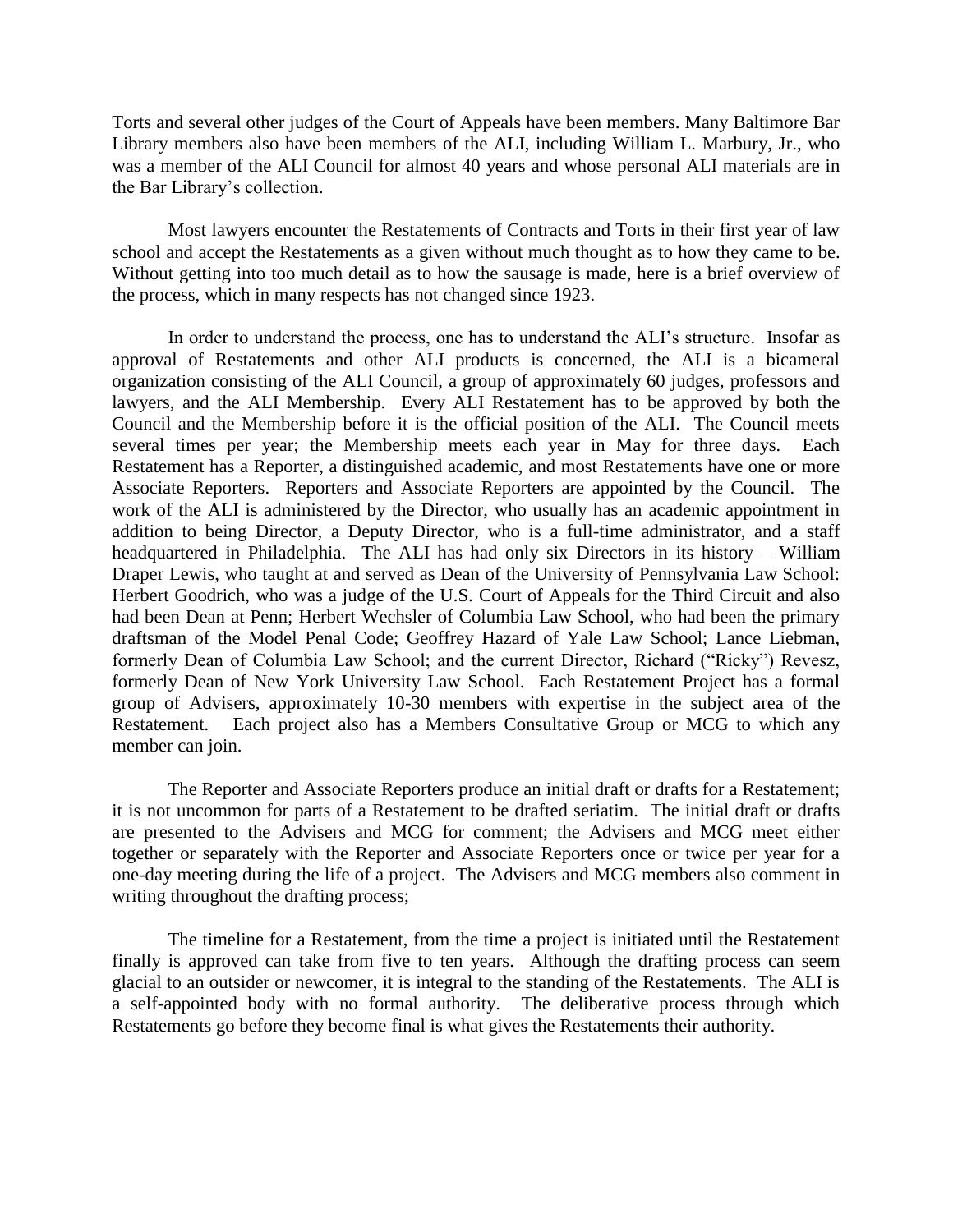Torts and several other judges of the Court of Appeals have been members. Many Baltimore Bar Library members also have been members of the ALI, including William L. Marbury, Jr., who was a member of the ALI Council for almost 40 years and whose personal ALI materials are in the Bar Library's collection.

Most lawyers encounter the Restatements of Contracts and Torts in their first year of law school and accept the Restatements as a given without much thought as to how they came to be. Without getting into too much detail as to how the sausage is made, here is a brief overview of the process, which in many respects has not changed since 1923.

In order to understand the process, one has to understand the ALI's structure. Insofar as approval of Restatements and other ALI products is concerned, the ALI is a bicameral organization consisting of the ALI Council, a group of approximately 60 judges, professors and lawyers, and the ALI Membership. Every ALI Restatement has to be approved by both the Council and the Membership before it is the official position of the ALI. The Council meets several times per year; the Membership meets each year in May for three days. Each Restatement has a Reporter, a distinguished academic, and most Restatements have one or more Associate Reporters. Reporters and Associate Reporters are appointed by the Council. The work of the ALI is administered by the Director, who usually has an academic appointment in addition to being Director, a Deputy Director, who is a full-time administrator, and a staff headquartered in Philadelphia. The ALI has had only six Directors in its history – William Draper Lewis, who taught at and served as Dean of the University of Pennsylvania Law School: Herbert Goodrich, who was a judge of the U.S. Court of Appeals for the Third Circuit and also had been Dean at Penn; Herbert Wechsler of Columbia Law School, who had been the primary draftsman of the Model Penal Code; Geoffrey Hazard of Yale Law School; Lance Liebman, formerly Dean of Columbia Law School; and the current Director, Richard ("Ricky") Revesz, formerly Dean of New York University Law School. Each Restatement Project has a formal group of Advisers, approximately 10-30 members with expertise in the subject area of the Restatement. Each project also has a Members Consultative Group or MCG to which any member can join.

The Reporter and Associate Reporters produce an initial draft or drafts for a Restatement; it is not uncommon for parts of a Restatement to be drafted seriatim. The initial draft or drafts are presented to the Advisers and MCG for comment; the Advisers and MCG meet either together or separately with the Reporter and Associate Reporters once or twice per year for a one-day meeting during the life of a project. The Advisers and MCG members also comment in writing throughout the drafting process;

The timeline for a Restatement, from the time a project is initiated until the Restatement finally is approved can take from five to ten years. Although the drafting process can seem glacial to an outsider or newcomer, it is integral to the standing of the Restatements. The ALI is a self-appointed body with no formal authority. The deliberative process through which Restatements go before they become final is what gives the Restatements their authority.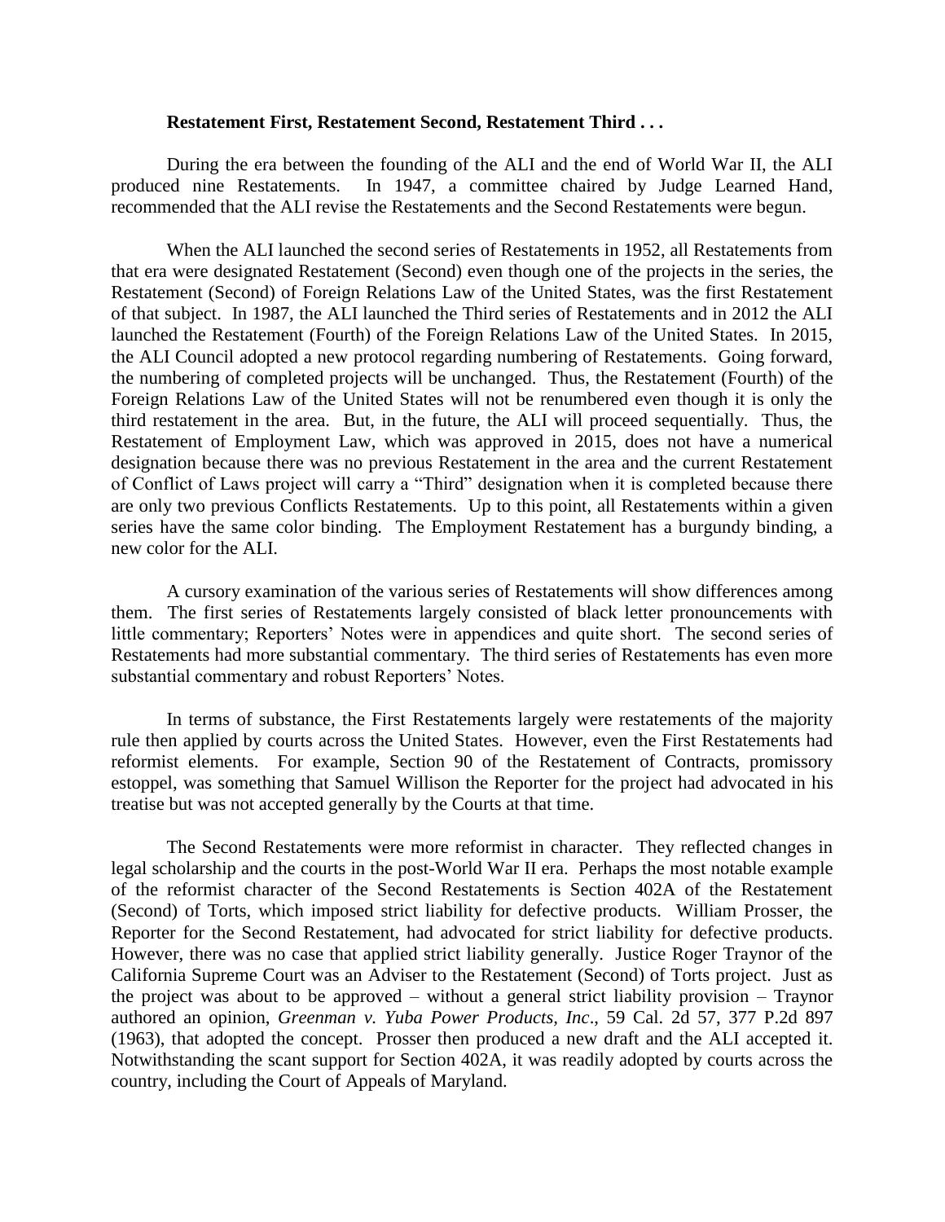**Restatement First, Restatement Second, Restatement Third . . .**

During the era between the founding of the ALI and the end of World War II, the ALI produced nine Restatements. In 1947, a committee chaired by Judge Learned Hand, recommended that the ALI revise the Restatements and the Second Restatements were begun.

When the ALI launched the second series of Restatements in 1952, all Restatements from that era were designated Restatement (Second) even though one of the projects in the series, the Restatement (Second) of Foreign Relations Law of the United States, was the first Restatement of that subject. In 1987, the ALI launched the Third series of Restatements and in 2012 the ALI launched the Restatement (Fourth) of the Foreign Relations Law of the United States. In 2015, the ALI Council adopted a new protocol regarding numbering of Restatements. Going forward, the numbering of completed projects will be unchanged. Thus, the Restatement (Fourth) of the Foreign Relations Law of the United States will not be renumbered even though it is only the third restatement in the area. But, in the future, the ALI will proceed sequentially. Thus, the Restatement of Employment Law, which was approved in 2015, does not have a numerical designation because there was no previous Restatement in the area and the current Restatement of Conflict of Laws project will carry a "Third" designation when it is completed because there are only two previous Conflicts Restatements. Up to this point, all Restatements within a given series have the same color binding. The Employment Restatement has a burgundy binding, a new color for the ALI.

A cursory examination of the various series of Restatements will show differences among them. The first series of Restatements largely consisted of black letter pronouncements with little commentary; Reporters' Notes were in appendices and quite short. The second series of Restatements had more substantial commentary. The third series of Restatements has even more substantial commentary and robust Reporters' Notes.

In terms of substance, the First Restatements largely were restatements of the majority rule then applied by courts across the United States. However, even the First Restatements had reformist elements. For example, Section 90 of the Restatement of Contracts, promissory estoppel, was something that Samuel Willison the Reporter for the project had advocated in his treatise but was not accepted generally by the Courts at that time.

The Second Restatements were more reformist in character. They reflected changes in legal scholarship and the courts in the post-World War II era. Perhaps the most notable example of the reformist character of the Second Restatements is Section 402A of the Restatement (Second) of Torts, which imposed strict liability for defective products. William Prosser, the Reporter for the Second Restatement, had advocated for strict liability for defective products. However, there was no case that applied strict liability generally. Justice Roger Traynor of the California Supreme Court was an Adviser to the Restatement (Second) of Torts project. Just as the project was about to be approved – without a general strict liability provision – Traynor authored an opinion, *Greenman v. Yuba Power Products, Inc*., 59 Cal. 2d 57, 377 P.2d 897 (1963), that adopted the concept. Prosser then produced a new draft and the ALI accepted it. Notwithstanding the scant support for Section 402A, it was readily adopted by courts across the country, including the Court of Appeals of Maryland.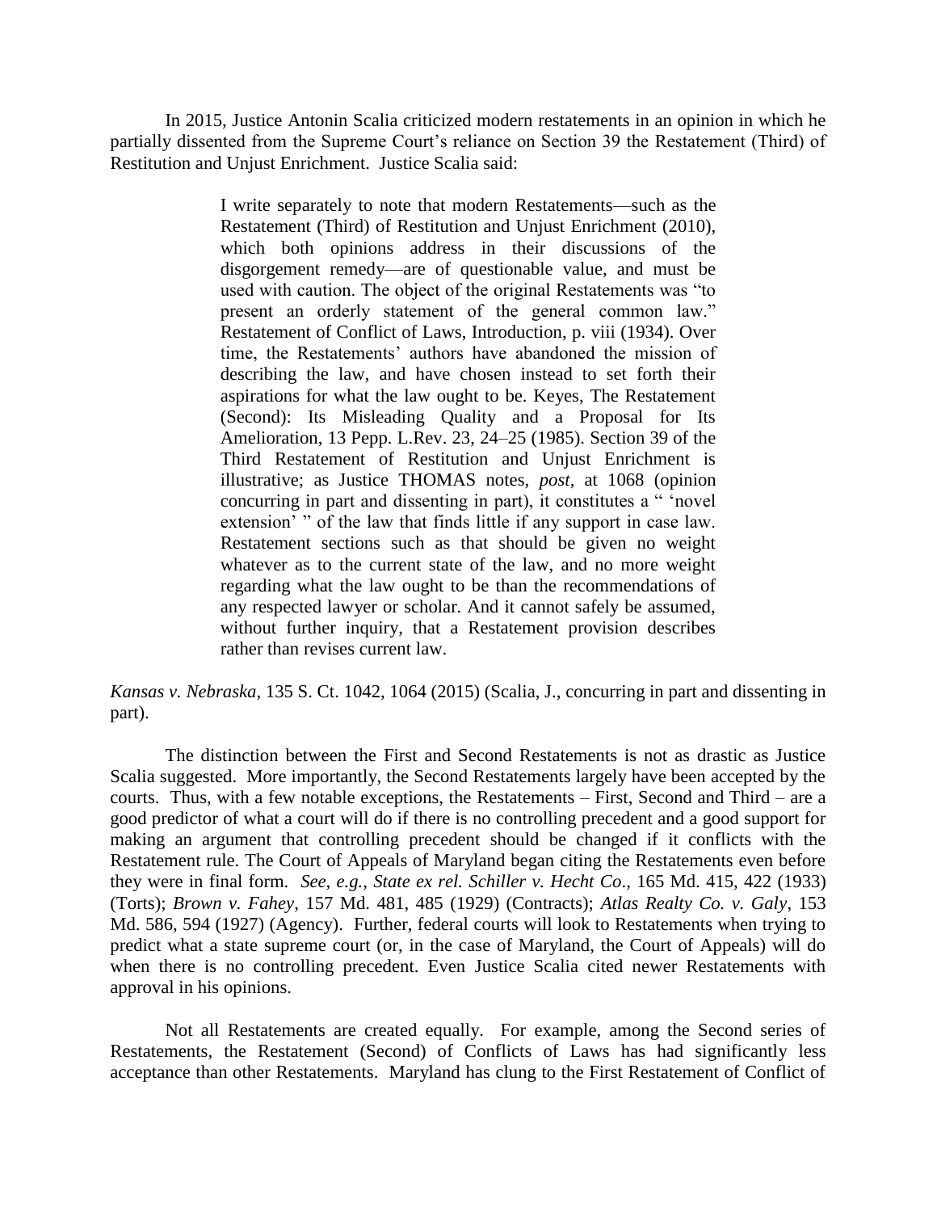In 2015, Justice Antonin Scalia criticized modern restatements in an opinion in which he partially dissented from the Supreme Court's reliance on Section 39 the Restatement (Third) of Restitution and Unjust Enrichment. Justice Scalia said:

> I write separately to note that modern Restatements—such as the Restatement (Third) of Restitution and Unjust Enrichment (2010), which both opinions address in their discussions of the disgorgement remedy—are of questionable value, and must be used with caution. The object of the original Restatements was "to present an orderly statement of the general common law." Restatement of Conflict of Laws, Introduction, p. viii (1934). Over time, the Restatements' authors have abandoned the mission of describing the law, and have chosen instead to set forth their aspirations for what the law ought to be. Keyes, The Restatement (Second): Its Misleading Quality and a Proposal for Its Amelioration, 13 Pepp. L.Rev. 23, 24–25 (1985). Section 39 of the Third Restatement of Restitution and Unjust Enrichment is illustrative; as Justice THOMAS notes, *post,* at 1068 (opinion concurring in part and dissenting in part), it constitutes a " 'novel extension' " of the law that finds little if any support in case law. Restatement sections such as that should be given no weight whatever as to the current state of the law, and no more weight regarding what the law ought to be than the recommendations of any respected lawyer or scholar. And it cannot safely be assumed, without further inquiry, that a Restatement provision describes rather than revises current law.

*Kansas v. Nebraska*, 135 S. Ct. 1042, 1064 (2015) (Scalia, J., concurring in part and dissenting in part).

The distinction between the First and Second Restatements is not as drastic as Justice Scalia suggested. More importantly, the Second Restatements largely have been accepted by the courts. Thus, with a few notable exceptions, the Restatements – First, Second and Third – are a good predictor of what a court will do if there is no controlling precedent and a good support for making an argument that controlling precedent should be changed if it conflicts with the Restatement rule. The Court of Appeals of Maryland began citing the Restatements even before they were in final form. *See, e.g., State ex rel. Schiller v. Hecht Co*., 165 Md. 415, 422 (1933) (Torts); *Brown v. Fahey*, 157 Md. 481, 485 (1929) (Contracts); *Atlas Realty Co. v. Galy*, 153 Md. 586, 594 (1927) (Agency). Further, federal courts will look to Restatements when trying to predict what a state supreme court (or, in the case of Maryland, the Court of Appeals) will do when there is no controlling precedent. Even Justice Scalia cited newer Restatements with approval in his opinions.

Not all Restatements are created equally. For example, among the Second series of Restatements, the Restatement (Second) of Conflicts of Laws has had significantly less acceptance than other Restatements. Maryland has clung to the First Restatement of Conflict of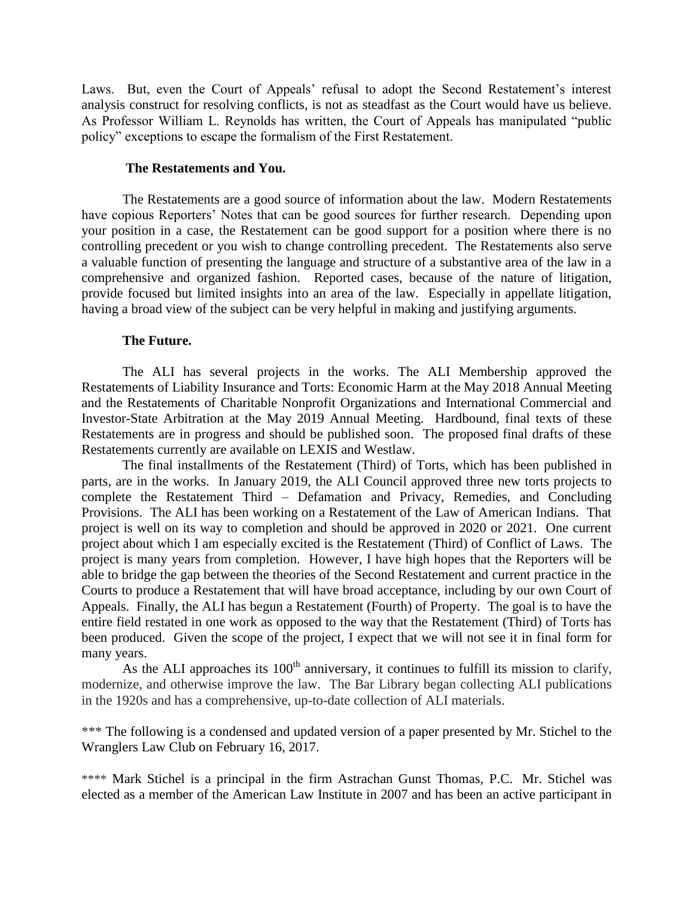Laws. But, even the Court of Appeals' refusal to adopt the Second Restatement's interest analysis construct for resolving conflicts, is not as steadfast as the Court would have us believe. As Professor William L. Reynolds has written, the Court of Appeals has manipulated "public policy" exceptions to escape the formalism of the First Restatement.

**The Restatements and You.**

The Restatements are a good source of information about the law. Modern Restatements have copious Reporters' Notes that can be good sources for further research. Depending upon your position in a case, the Restatement can be good support for a position where there is no controlling precedent or you wish to change controlling precedent. The Restatements also serve a valuable function of presenting the language and structure of a substantive area of the law in a comprehensive and organized fashion. Reported cases, because of the nature of litigation, provide focused but limited insights into an area of the law. Especially in appellate litigation, having a broad view of the subject can be very helpful in making and justifying arguments.

**The Future.**

The ALI has several projects in the works. The ALI Membership approved the Restatements of Liability Insurance and Torts: Economic Harm at the May 2018 Annual Meeting and the Restatements of Charitable Nonprofit Organizations and International Commercial and Investor-State Arbitration at the May 2019 Annual Meeting. Hardbound, final texts of these Restatements are in progress and should be published soon. The proposed final drafts of these Restatements currently are available on LEXIS and Westlaw.

The final installments of the Restatement (Third) of Torts, which has been published in parts, are in the works. In January 2019, the ALI Council approved three new torts projects to complete the Restatement Third – Defamation and Privacy, Remedies, and Concluding Provisions. The ALI has been working on a Restatement of the Law of American Indians. That project is well on its way to completion and should be approved in 2020 or 2021. One current project about which I am especially excited is the Restatement (Third) of Conflict of Laws. The project is many years from completion. However, I have high hopes that the Reporters will be able to bridge the gap between the theories of the Second Restatement and current practice in the Courts to produce a Restatement that will have broad acceptance, including by our own Court of Appeals. Finally, the ALI has begun a Restatement (Fourth) of Property. The goal is to have the entire field restated in one work as opposed to the way that the Restatement (Third) of Torts has been produced. Given the scope of the project, I expect that we will not see it in final form for many years.

As the ALI approaches its 100th anniversary, it continues to fulfill its mission to clarify, modernize, and otherwise improve the law. The Bar Library began collecting ALI publications in the 1920s and has a comprehensive, up-to-date collection of ALI materials.

*** The following is a condensed and updated version of a paper presented by Mr. Stichel to the Wranglers Law Club on February 16, 2017.

**** Mark Stichel is a principal in the firm Astrachan Gunst Thomas, P.C. Mr. Stichel was elected as a member of the American Law Institute in 2007 and has been an active participant in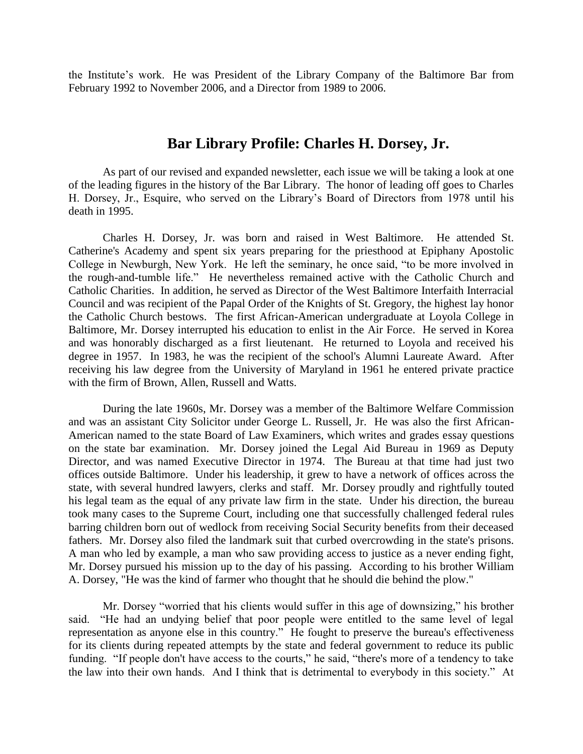the Institute's work. He was President of the Library Company of the Baltimore Bar from February 1992 to November 2006, and a Director from 1989 to 2006.

## Bar Library Profile: Charles H. Dorsey, Jr.

As part of our revised and expanded newsletter, each issue we will be taking a look at one of the leading figures in the history of the Bar Library. The honor of leading off goes to Charles H. Dorsey, Jr., Esquire, who served on the Library's Board of Directors from 1978 until his death in 1995.

Charles H. Dorsey, Jr. was born and raised in West Baltimore. He attended St. Catherine's Academy and spent six years preparing for the priesthood at Epiphany Apostolic College in Newburgh, New York. He left the seminary, he once said, "to be more involved in the rough-and-tumble life." He nevertheless remained active with the Catholic Church and Catholic Charities. In addition, he served as Director of the West Baltimore Interfaith Interracial Council and was recipient of the Papal Order of the Knights of St. Gregory, the highest lay honor the Catholic Church bestows. The first African-American undergraduate at Loyola College in Baltimore, Mr. Dorsey interrupted his education to enlist in the Air Force. He served in Korea and was honorably discharged as a first lieutenant. He returned to Loyola and received his degree in 1957. In 1983, he was the recipient of the school's Alumni Laureate Award. After receiving his law degree from the University of Maryland in 1961 he entered private practice with the firm of Brown, Allen, Russell and Watts.

During the late 1960s, Mr. Dorsey was a member of the Baltimore Welfare Commission and was an assistant City Solicitor under George L. Russell, Jr. He was also the first African-American named to the state Board of Law Examiners, which writes and grades essay questions on the state bar examination. Mr. Dorsey joined the Legal Aid Bureau in 1969 as Deputy Director, and was named Executive Director in 1974. The Bureau at that time had just two offices outside Baltimore. Under his leadership, it grew to have a network of offices across the state, with several hundred lawyers, clerks and staff. Mr. Dorsey proudly and rightfully touted his legal team as the equal of any private law firm in the state. Under his direction, the bureau took many cases to the Supreme Court, including one that successfully challenged federal rules barring children born out of wedlock from receiving Social Security benefits from their deceased fathers. Mr. Dorsey also filed the landmark suit that curbed overcrowding in the state's prisons. A man who led by example, a man who saw providing access to justice as a never ending fight, Mr. Dorsey pursued his mission up to the day of his passing. According to his brother William A. Dorsey, "He was the kind of farmer who thought that he should die behind the plow."

Mr. Dorsey "worried that his clients would suffer in this age of downsizing," his brother said. "He had an undying belief that poor people were entitled to the same level of legal representation as anyone else in this country." He fought to preserve the bureau's effectiveness for its clients during repeated attempts by the state and federal government to reduce its public funding. "If people don't have access to the courts," he said, "there's more of a tendency to take the law into their own hands. And I think that is detrimental to everybody in this society." At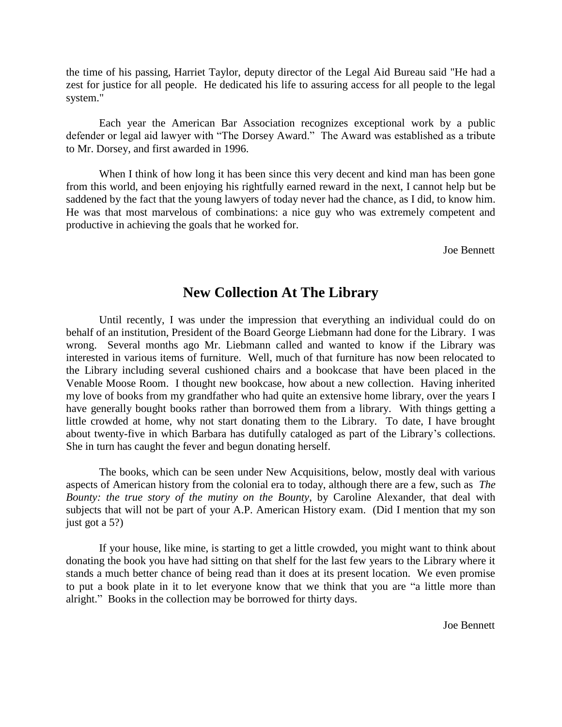the time of his passing, Harriet Taylor, deputy director of the Legal Aid Bureau said "He had a zest for justice for all people. He dedicated his life to assuring access for all people to the legal system."

Each year the American Bar Association recognizes exceptional work by a public defender or legal aid lawyer with "The Dorsey Award." The Award was established as a tribute to Mr. Dorsey, and first awarded in 1996.

When I think of how long it has been since this very decent and kind man has been gone from this world, and been enjoying his rightfully earned reward in the next, I cannot help but be saddened by the fact that the young lawyers of today never had the chance, as I did, to know him. He was that most marvelous of combinations: a nice guy who was extremely competent and productive in achieving the goals that he worked for.

Joe Bennett

## New Collection At The Library

Until recently, I was under the impression that everything an individual could do on behalf of an institution, President of the Board George Liebmann had done for the Library. I was wrong. Several months ago Mr. Liebmann called and wanted to know if the Library was interested in various items of furniture. Well, much of that furniture has now been relocated to the Library including several cushioned chairs and a bookcase that have been placed in the Venable Moose Room. I thought new bookcase, how about a new collection. Having inherited my love of books from my grandfather who had quite an extensive home library, over the years I have generally bought books rather than borrowed them from a library. With things getting a little crowded at home, why not start donating them to the Library. To date, I have brought about twenty-five in which Barbara has dutifully cataloged as part of the Library's collections. She in turn has caught the fever and begun donating herself.

The books, which can be seen under New Acquisitions, below, mostly deal with various aspects of American history from the colonial era to today, although there are a few, such as *The Bounty: the true story of the mutiny on the Bounty*, by Caroline Alexander, that deal with subjects that will not be part of your A.P. American History exam. (Did I mention that my son just got a 5?)

If your house, like mine, is starting to get a little crowded, you might want to think about donating the book you have had sitting on that shelf for the last few years to the Library where it stands a much better chance of being read than it does at its present location. We even promise to put a book plate in it to let everyone know that we think that you are "a little more than alright." Books in the collection may be borrowed for thirty days.

Joe Bennett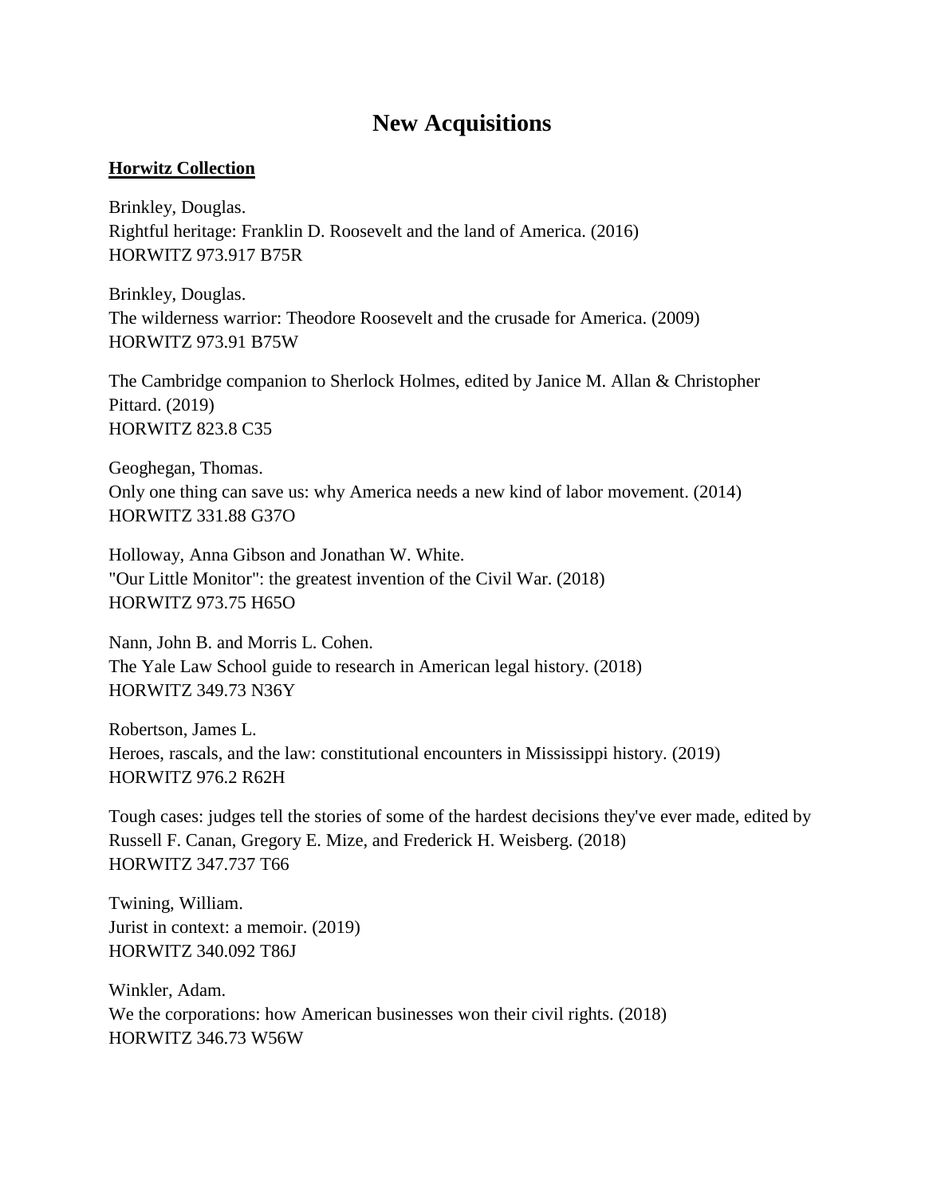# New Acquisitions

**Horwitz Collection**

Brinkley, Douglas.
Rightful heritage: Franklin D. Roosevelt and the land of America. (2016)
HORWITZ 973.917 B75R

Brinkley, Douglas.
The wilderness warrior: Theodore Roosevelt and the crusade for America. (2009)
HORWITZ 973.91 B75W

The Cambridge companion to Sherlock Holmes, edited by Janice M. Allan & Christopher Pittard. (2019)
HORWITZ 823.8 C35

Geoghegan, Thomas.
Only one thing can save us: why America needs a new kind of labor movement. (2014)
HORWITZ 331.88 G37O

Holloway, Anna Gibson and Jonathan W. White.
"Our Little Monitor": the greatest invention of the Civil War. (2018)
HORWITZ 973.75 H65O

Nann, John B. and Morris L. Cohen.
The Yale Law School guide to research in American legal history. (2018)
HORWITZ 349.73 N36Y

Robertson, James L.
Heroes, rascals, and the law: constitutional encounters in Mississippi history. (2019)
HORWITZ 976.2 R62H

Tough cases: judges tell the stories of some of the hardest decisions they've ever made, edited by Russell F. Canan, Gregory E. Mize, and Frederick H. Weisberg. (2018)
HORWITZ 347.737 T66

Twining, William.
Jurist in context: a memoir. (2019)
HORWITZ 340.092 T86J

Winkler, Adam.
We the corporations: how American businesses won their civil rights. (2018)
HORWITZ 346.73 W56W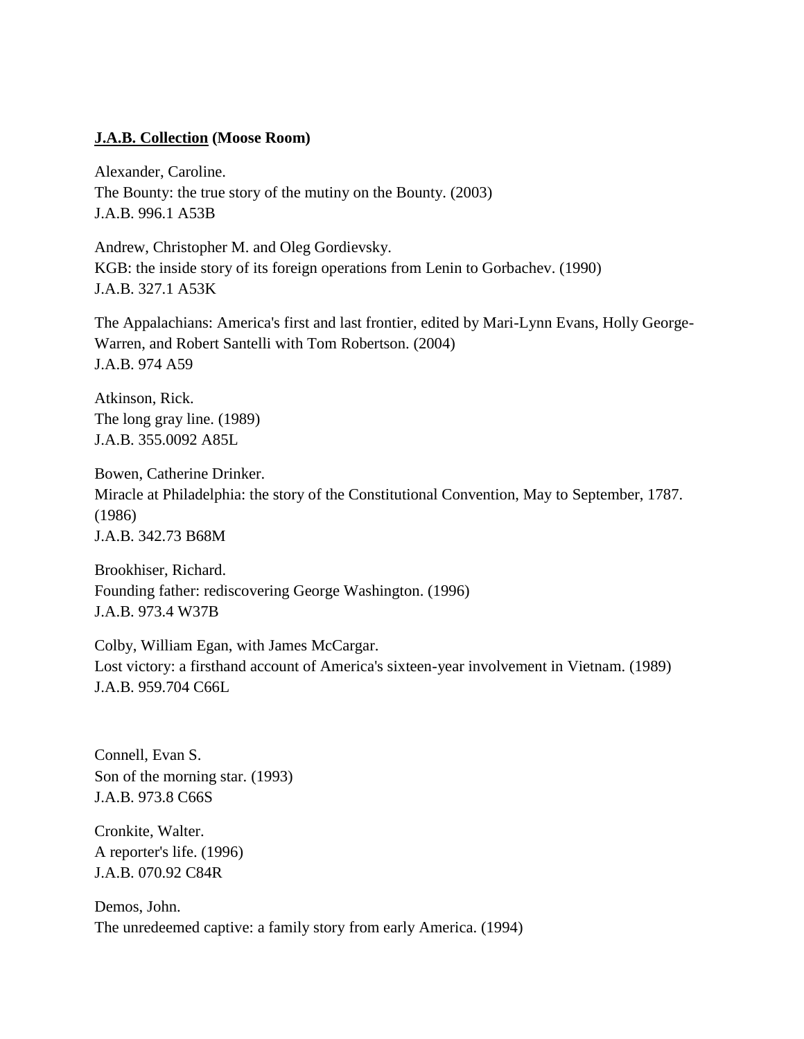**<u>J.A.B. Collection</u> (Moose Room)**

Alexander, Caroline.
The Bounty: the true story of the mutiny on the Bounty. (2003)
J.A.B. 996.1 A53B

Andrew, Christopher M. and Oleg Gordievsky.
KGB: the inside story of its foreign operations from Lenin to Gorbachev. (1990)
J.A.B. 327.1 A53K

The Appalachians: America's first and last frontier, edited by Mari-Lynn Evans, Holly George-Warren, and Robert Santelli with Tom Robertson. (2004)
J.A.B. 974 A59

Atkinson, Rick.
The long gray line. (1989)
J.A.B. 355.0092 A85L

Bowen, Catherine Drinker.
Miracle at Philadelphia: the story of the Constitutional Convention, May to September, 1787. (1986)
J.A.B. 342.73 B68M

Brookhiser, Richard.
Founding father: rediscovering George Washington. (1996)
J.A.B. 973.4 W37B

Colby, William Egan, with James McCargar.
Lost victory: a firsthand account of America's sixteen-year involvement in Vietnam. (1989)
J.A.B. 959.704 C66L

Connell, Evan S.
Son of the morning star. (1993)
J.A.B. 973.8 C66S

Cronkite, Walter.
A reporter's life. (1996)
J.A.B. 070.92 C84R

Demos, John.
The unredeemed captive: a family story from early America. (1994)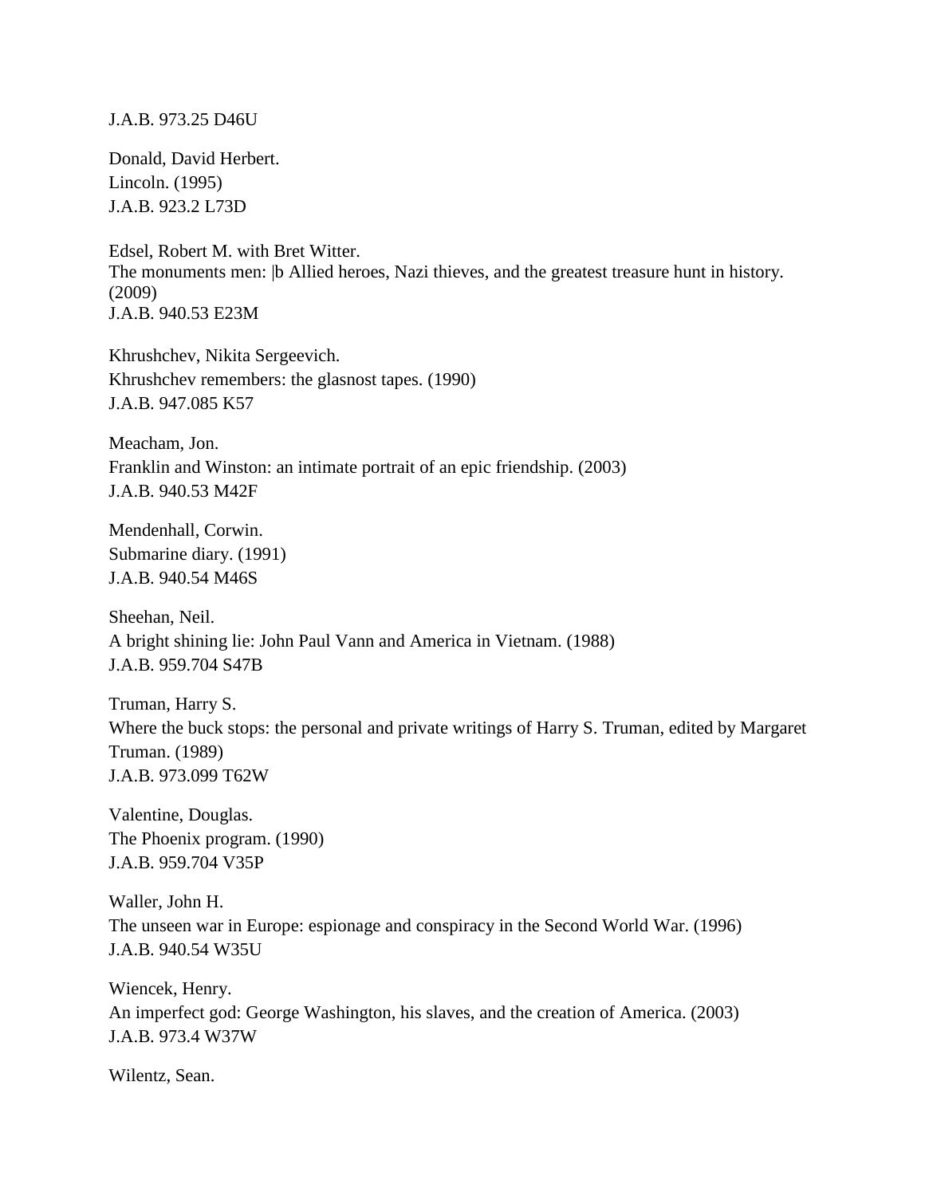J.A.B. 973.25 D46U

Donald, David Herbert.
Lincoln. (1995)
J.A.B. 923.2 L73D

Edsel, Robert M. with Bret Witter.
The monuments men: |b Allied heroes, Nazi thieves, and the greatest treasure hunt in history. (2009)
J.A.B. 940.53 E23M

Khrushchev, Nikita Sergeevich.
Khrushchev remembers: the glasnost tapes. (1990)
J.A.B. 947.085 K57

Meacham, Jon.
Franklin and Winston: an intimate portrait of an epic friendship. (2003)
J.A.B. 940.53 M42F

Mendenhall, Corwin.
Submarine diary. (1991)
J.A.B. 940.54 M46S

Sheehan, Neil.
A bright shining lie: John Paul Vann and America in Vietnam. (1988)
J.A.B. 959.704 S47B

Truman, Harry S.
Where the buck stops: the personal and private writings of Harry S. Truman, edited by Margaret Truman. (1989)
J.A.B. 973.099 T62W

Valentine, Douglas.
The Phoenix program. (1990)
J.A.B. 959.704 V35P

Waller, John H.
The unseen war in Europe: espionage and conspiracy in the Second World War. (1996)
J.A.B. 940.54 W35U

Wiencek, Henry.
An imperfect god: George Washington, his slaves, and the creation of America. (2003)
J.A.B. 973.4 W37W

Wilentz, Sean.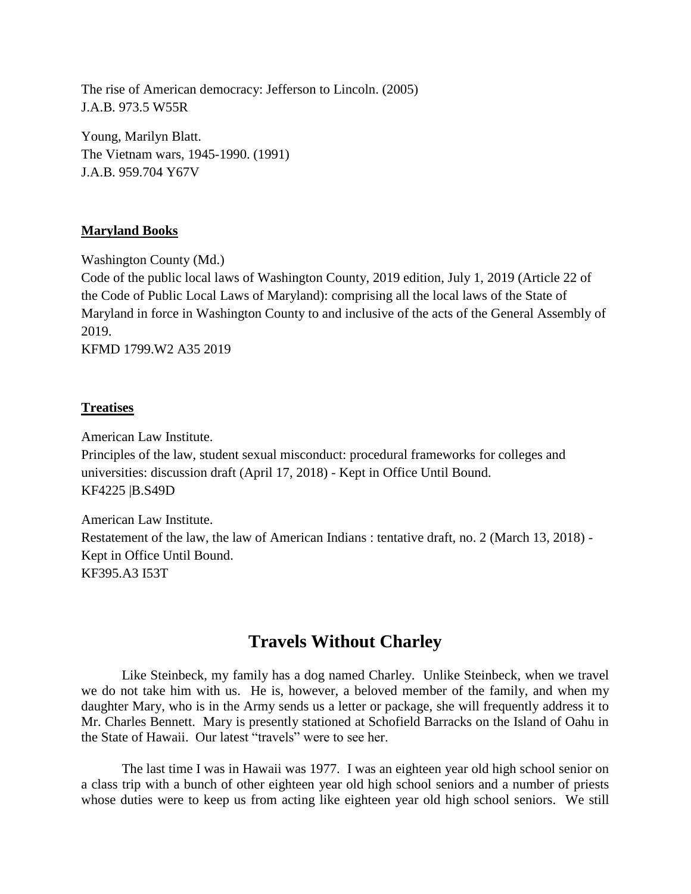The rise of American democracy: Jefferson to Lincoln. (2005)
J.A.B. 973.5 W55R

Young, Marilyn Blatt.
The Vietnam wars, 1945-1990. (1991)
J.A.B. 959.704 Y67V

**Maryland Books**

Washington County (Md.)
Code of the public local laws of Washington County, 2019 edition, July 1, 2019 (Article 22 of the Code of Public Local Laws of Maryland): comprising all the local laws of the State of Maryland in force in Washington County to and inclusive of the acts of the General Assembly of 2019.
KFMD 1799.W2 A35 2019

**Treatises**

American Law Institute.
Principles of the law, student sexual misconduct: procedural frameworks for colleges and universities: discussion draft (April 17, 2018) - Kept in Office Until Bound.
KF4225 |B.S49D

American Law Institute.
Restatement of the law, the law of American Indians : tentative draft, no. 2 (March 13, 2018) - Kept in Office Until Bound.
KF395.A3 I53T

## Travels Without Charley

Like Steinbeck, my family has a dog named Charley. Unlike Steinbeck, when we travel we do not take him with us. He is, however, a beloved member of the family, and when my daughter Mary, who is in the Army sends us a letter or package, she will frequently address it to Mr. Charles Bennett. Mary is presently stationed at Schofield Barracks on the Island of Oahu in the State of Hawaii. Our latest "travels" were to see her.

The last time I was in Hawaii was 1977. I was an eighteen year old high school senior on a class trip with a bunch of other eighteen year old high school seniors and a number of priests whose duties were to keep us from acting like eighteen year old high school seniors. We still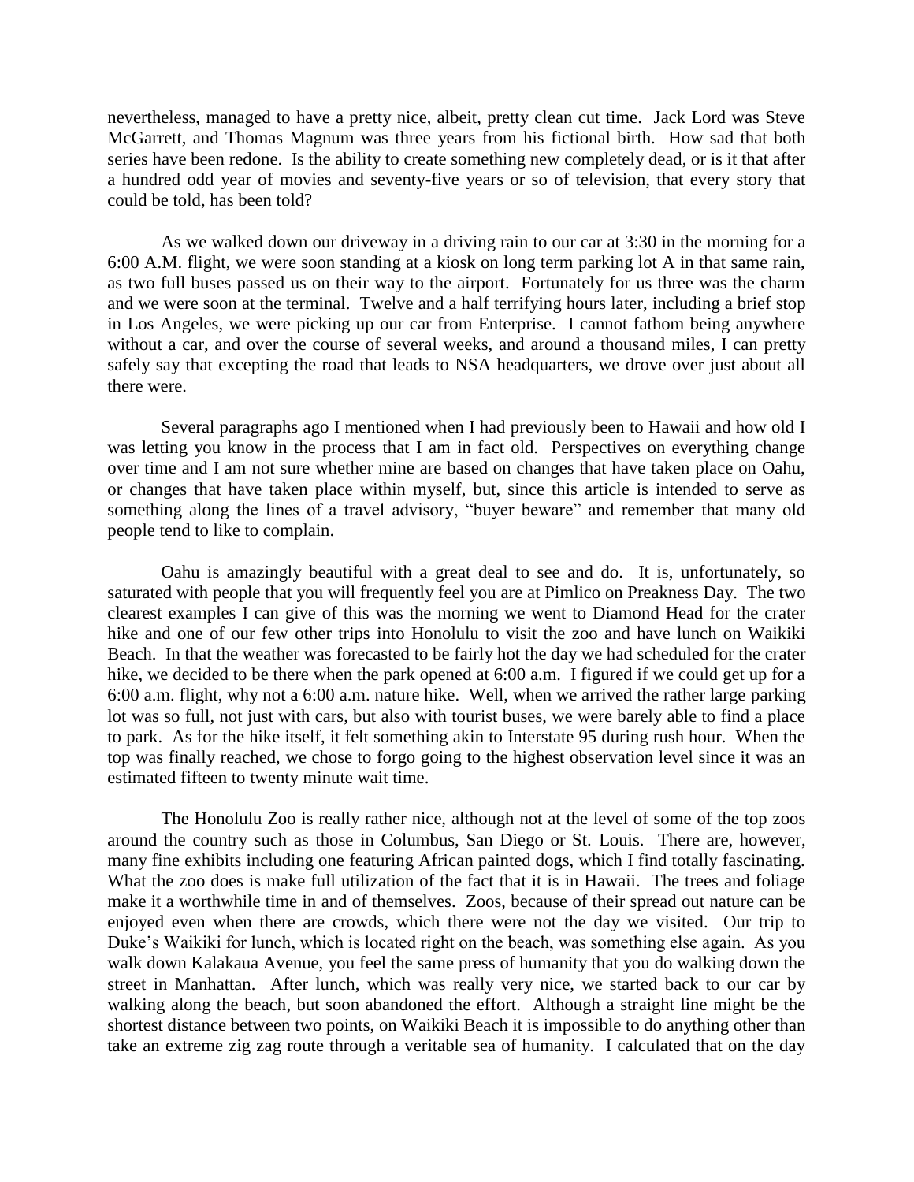nevertheless, managed to have a pretty nice, albeit, pretty clean cut time. Jack Lord was Steve McGarrett, and Thomas Magnum was three years from his fictional birth. How sad that both series have been redone. Is the ability to create something new completely dead, or is it that after a hundred odd year of movies and seventy-five years or so of television, that every story that could be told, has been told?

As we walked down our driveway in a driving rain to our car at 3:30 in the morning for a 6:00 A.M. flight, we were soon standing at a kiosk on long term parking lot A in that same rain, as two full buses passed us on their way to the airport. Fortunately for us three was the charm and we were soon at the terminal. Twelve and a half terrifying hours later, including a brief stop in Los Angeles, we were picking up our car from Enterprise. I cannot fathom being anywhere without a car, and over the course of several weeks, and around a thousand miles, I can pretty safely say that excepting the road that leads to NSA headquarters, we drove over just about all there were.

Several paragraphs ago I mentioned when I had previously been to Hawaii and how old I was letting you know in the process that I am in fact old. Perspectives on everything change over time and I am not sure whether mine are based on changes that have taken place on Oahu, or changes that have taken place within myself, but, since this article is intended to serve as something along the lines of a travel advisory, "buyer beware" and remember that many old people tend to like to complain.

Oahu is amazingly beautiful with a great deal to see and do. It is, unfortunately, so saturated with people that you will frequently feel you are at Pimlico on Preakness Day. The two clearest examples I can give of this was the morning we went to Diamond Head for the crater hike and one of our few other trips into Honolulu to visit the zoo and have lunch on Waikiki Beach. In that the weather was forecasted to be fairly hot the day we had scheduled for the crater hike, we decided to be there when the park opened at 6:00 a.m. I figured if we could get up for a 6:00 a.m. flight, why not a 6:00 a.m. nature hike. Well, when we arrived the rather large parking lot was so full, not just with cars, but also with tourist buses, we were barely able to find a place to park. As for the hike itself, it felt something akin to Interstate 95 during rush hour. When the top was finally reached, we chose to forgo going to the highest observation level since it was an estimated fifteen to twenty minute wait time.

The Honolulu Zoo is really rather nice, although not at the level of some of the top zoos around the country such as those in Columbus, San Diego or St. Louis. There are, however, many fine exhibits including one featuring African painted dogs, which I find totally fascinating. What the zoo does is make full utilization of the fact that it is in Hawaii. The trees and foliage make it a worthwhile time in and of themselves. Zoos, because of their spread out nature can be enjoyed even when there are crowds, which there were not the day we visited. Our trip to Duke's Waikiki for lunch, which is located right on the beach, was something else again. As you walk down Kalakaua Avenue, you feel the same press of humanity that you do walking down the street in Manhattan. After lunch, which was really very nice, we started back to our car by walking along the beach, but soon abandoned the effort. Although a straight line might be the shortest distance between two points, on Waikiki Beach it is impossible to do anything other than take an extreme zig zag route through a veritable sea of humanity. I calculated that on the day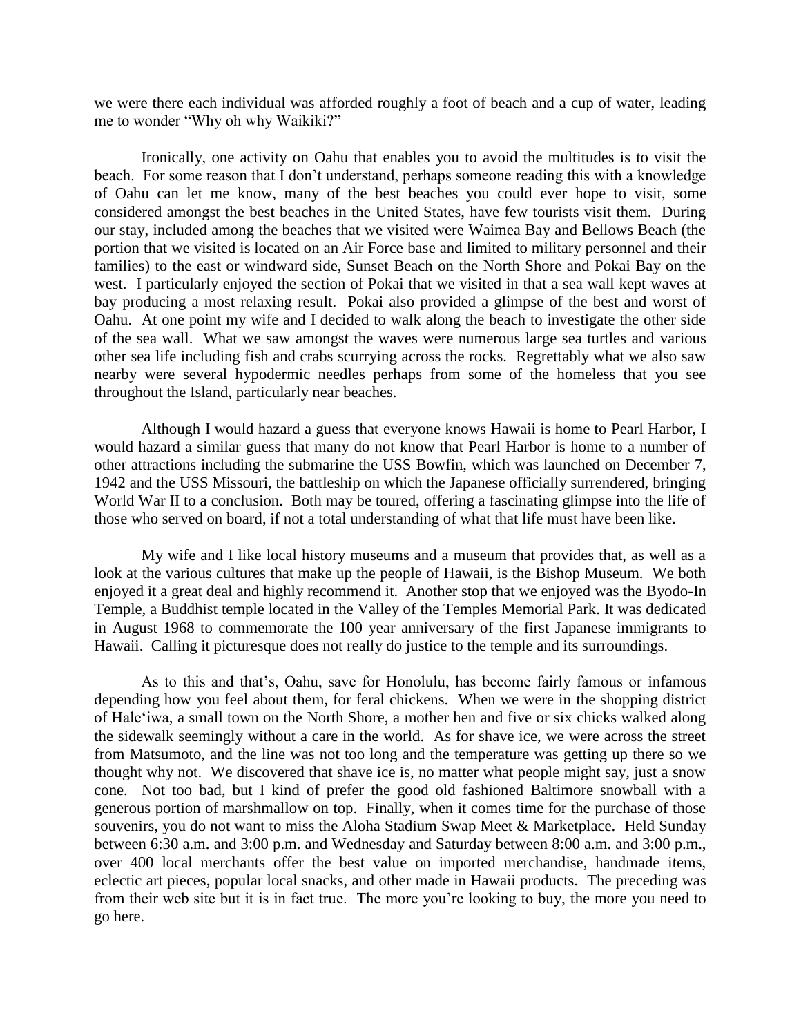we were there each individual was afforded roughly a foot of beach and a cup of water, leading me to wonder "Why oh why Waikiki?"

Ironically, one activity on Oahu that enables you to avoid the multitudes is to visit the beach. For some reason that I don't understand, perhaps someone reading this with a knowledge of Oahu can let me know, many of the best beaches you could ever hope to visit, some considered amongst the best beaches in the United States, have few tourists visit them. During our stay, included among the beaches that we visited were Waimea Bay and Bellows Beach (the portion that we visited is located on an Air Force base and limited to military personnel and their families) to the east or windward side, Sunset Beach on the North Shore and Pokai Bay on the west. I particularly enjoyed the section of Pokai that we visited in that a sea wall kept waves at bay producing a most relaxing result. Pokai also provided a glimpse of the best and worst of Oahu. At one point my wife and I decided to walk along the beach to investigate the other side of the sea wall. What we saw amongst the waves were numerous large sea turtles and various other sea life including fish and crabs scurrying across the rocks. Regrettably what we also saw nearby were several hypodermic needles perhaps from some of the homeless that you see throughout the Island, particularly near beaches.

Although I would hazard a guess that everyone knows Hawaii is home to Pearl Harbor, I would hazard a similar guess that many do not know that Pearl Harbor is home to a number of other attractions including the submarine the USS Bowfin, which was launched on December 7, 1942 and the USS Missouri, the battleship on which the Japanese officially surrendered, bringing World War II to a conclusion. Both may be toured, offering a fascinating glimpse into the life of those who served on board, if not a total understanding of what that life must have been like.

My wife and I like local history museums and a museum that provides that, as well as a look at the various cultures that make up the people of Hawaii, is the Bishop Museum. We both enjoyed it a great deal and highly recommend it. Another stop that we enjoyed was the Byodo-In Temple, a Buddhist temple located in the Valley of the Temples Memorial Park. It was dedicated in August 1968 to commemorate the 100 year anniversary of the first Japanese immigrants to Hawaii. Calling it picturesque does not really do justice to the temple and its surroundings.

As to this and that's, Oahu, save for Honolulu, has become fairly famous or infamous depending how you feel about them, for feral chickens. When we were in the shopping district of Hale'iwa, a small town on the North Shore, a mother hen and five or six chicks walked along the sidewalk seemingly without a care in the world. As for shave ice, we were across the street from Matsumoto, and the line was not too long and the temperature was getting up there so we thought why not. We discovered that shave ice is, no matter what people might say, just a snow cone. Not too bad, but I kind of prefer the good old fashioned Baltimore snowball with a generous portion of marshmallow on top. Finally, when it comes time for the purchase of those souvenirs, you do not want to miss the Aloha Stadium Swap Meet & Marketplace. Held Sunday between 6:30 a.m. and 3:00 p.m. and Wednesday and Saturday between 8:00 a.m. and 3:00 p.m., over 400 local merchants offer the best value on imported merchandise, handmade items, eclectic art pieces, popular local snacks, and other made in Hawaii products. The preceding was from their web site but it is in fact true. The more you're looking to buy, the more you need to go here.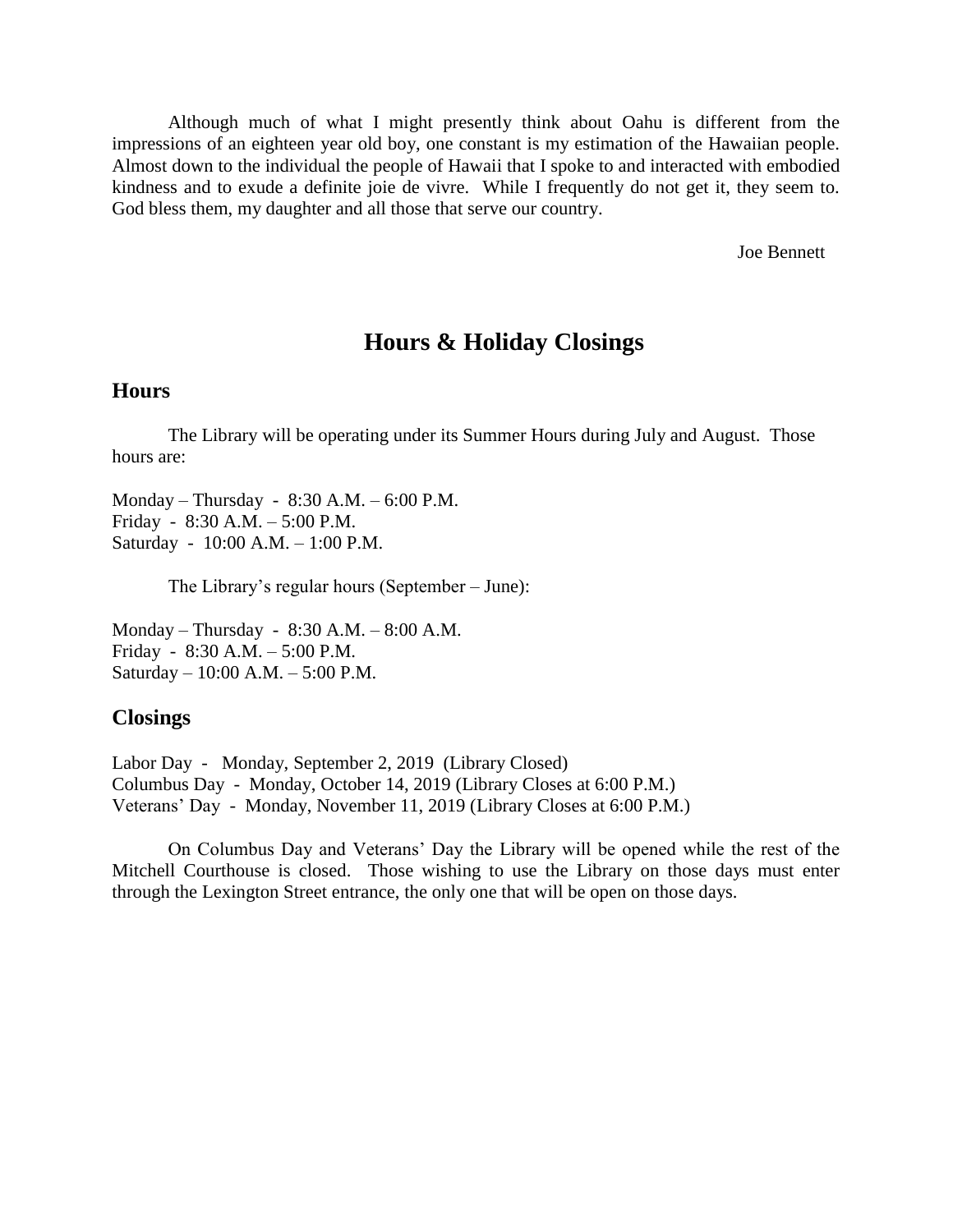Although much of what I might presently think about Oahu is different from the impressions of an eighteen year old boy, one constant is my estimation of the Hawaiian people. Almost down to the individual the people of Hawaii that I spoke to and interacted with embodied kindness and to exude a definite joie de vivre. While I frequently do not get it, they seem to. God bless them, my daughter and all those that serve our country.

Joe Bennett

## Hours & Holiday Closings

### Hours

The Library will be operating under its Summer Hours during July and August. Those hours are:

Monday – Thursday - 8:30 A.M. – 6:00 P.M.
Friday - 8:30 A.M. – 5:00 P.M.
Saturday - 10:00 A.M. – 1:00 P.M.

The Library's regular hours (September – June):

Monday – Thursday - 8:30 A.M. – 8:00 A.M.
Friday - 8:30 A.M. – 5:00 P.M.
Saturday – 10:00 A.M. – 5:00 P.M.

### Closings

Labor Day - Monday, September 2, 2019 (Library Closed)
Columbus Day - Monday, October 14, 2019 (Library Closes at 6:00 P.M.)
Veterans' Day - Monday, November 11, 2019 (Library Closes at 6:00 P.M.)

On Columbus Day and Veterans' Day the Library will be opened while the rest of the Mitchell Courthouse is closed. Those wishing to use the Library on those days must enter through the Lexington Street entrance, the only one that will be open on those days.